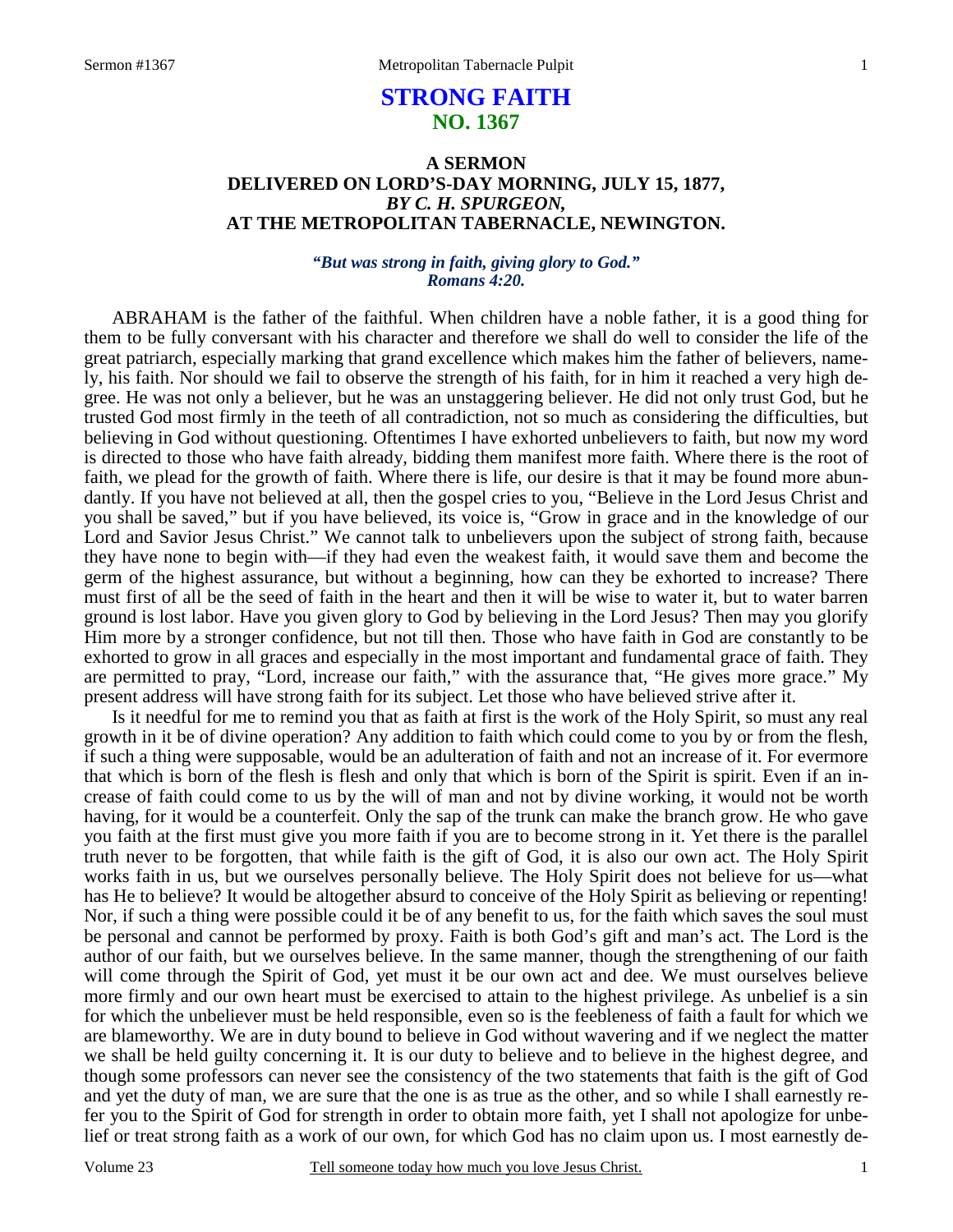# STRONG FAITH
## NO. 1367

### A SERMON
### DELIVERED ON LORD'S-DAY MORNING, JULY 15, 1877,
### *BY C. H. SPURGEON,*
### AT THE METROPOLITAN TABERNACLE, NEWINGTON.

***"But was strong in faith, giving glory to God." Romans 4:20.***

ABRAHAM is the father of the faithful. When children have a noble father, it is a good thing for them to be fully conversant with his character and therefore we shall do well to consider the life of the great patriarch, especially marking that grand excellence which makes him the father of believers, namely, his faith. Nor should we fail to observe the strength of his faith, for in him it reached a very high degree. He was not only a believer, but he was an unstaggering believer. He did not only trust God, but he trusted God most firmly in the teeth of all contradiction, not so much as considering the difficulties, but believing in God without questioning. Oftentimes I have exhorted unbelievers to faith, but now my word is directed to those who have faith already, bidding them manifest more faith. Where there is the root of faith, we plead for the growth of faith. Where there is life, our desire is that it may be found more abundantly. If you have not believed at all, then the gospel cries to you, "Believe in the Lord Jesus Christ and you shall be saved," but if you have believed, its voice is, "Grow in grace and in the knowledge of our Lord and Savior Jesus Christ." We cannot talk to unbelievers upon the subject of strong faith, because they have none to begin with—if they had even the weakest faith, it would save them and become the germ of the highest assurance, but without a beginning, how can they be exhorted to increase? There must first of all be the seed of faith in the heart and then it will be wise to water it, but to water barren ground is lost labor. Have you given glory to God by believing in the Lord Jesus? Then may you glorify Him more by a stronger confidence, but not till then. Those who have faith in God are constantly to be exhorted to grow in all graces and especially in the most important and fundamental grace of faith. They are permitted to pray, "Lord, increase our faith," with the assurance that, "He gives more grace." My present address will have strong faith for its subject. Let those who have believed strive after it.

Is it needful for me to remind you that as faith at first is the work of the Holy Spirit, so must any real growth in it be of divine operation? Any addition to faith which could come to you by or from the flesh, if such a thing were supposable, would be an adulteration of faith and not an increase of it. For evermore that which is born of the flesh is flesh and only that which is born of the Spirit is spirit. Even if an increase of faith could come to us by the will of man and not by divine working, it would not be worth having, for it would be a counterfeit. Only the sap of the trunk can make the branch grow. He who gave you faith at the first must give you more faith if you are to become strong in it. Yet there is the parallel truth never to be forgotten, that while faith is the gift of God, it is also our own act. The Holy Spirit works faith in us, but we ourselves personally believe. The Holy Spirit does not believe for us—what has He to believe? It would be altogether absurd to conceive of the Holy Spirit as believing or repenting! Nor, if such a thing were possible could it be of any benefit to us, for the faith which saves the soul must be personal and cannot be performed by proxy. Faith is both God's gift and man's act. The Lord is the author of our faith, but we ourselves believe. In the same manner, though the strengthening of our faith will come through the Spirit of God, yet must it be our own act and dee. We must ourselves believe more firmly and our own heart must be exercised to attain to the highest privilege. As unbelief is a sin for which the unbeliever must be held responsible, even so is the feebleness of faith a fault for which we are blameworthy. We are in duty bound to believe in God without wavering and if we neglect the matter we shall be held guilty concerning it. It is our duty to believe and to believe in the highest degree, and though some professors can never see the consistency of the two statements that faith is the gift of God and yet the duty of man, we are sure that the one is as true as the other, and so while I shall earnestly refer you to the Spirit of God for strength in order to obtain more faith, yet I shall not apologize for unbelief or treat strong faith as a work of our own, for which God has no claim upon us. I most earnestly de-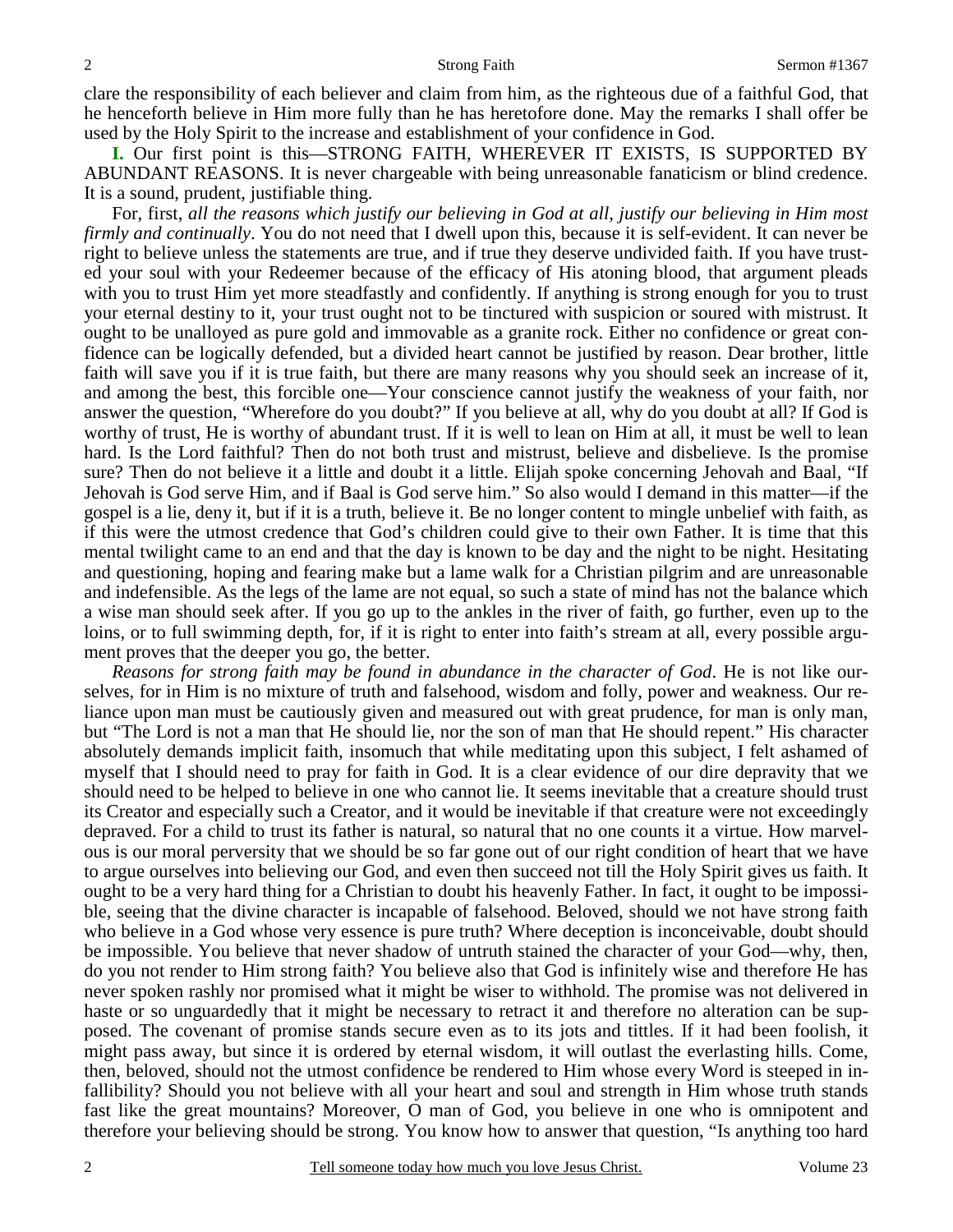clare the responsibility of each believer and claim from him, as the righteous due of a faithful God, that he henceforth believe in Him more fully than he has heretofore done. May the remarks I shall offer be used by the Holy Spirit to the increase and establishment of your confidence in God.

**I.** Our first point is this—STRONG FAITH, WHEREVER IT EXISTS, IS SUPPORTED BY ABUNDANT REASONS. It is never chargeable with being unreasonable fanaticism or blind credence. It is a sound, prudent, justifiable thing.

For, first, *all the reasons which justify our believing in God at all, justify our believing in Him most firmly and continually*. You do not need that I dwell upon this, because it is self-evident. It can never be right to believe unless the statements are true, and if true they deserve undivided faith. If you have trusted your soul with your Redeemer because of the efficacy of His atoning blood, that argument pleads with you to trust Him yet more steadfastly and confidently. If anything is strong enough for you to trust your eternal destiny to it, your trust ought not to be tinctured with suspicion or soured with mistrust. It ought to be unalloyed as pure gold and immovable as a granite rock. Either no confidence or great confidence can be logically defended, but a divided heart cannot be justified by reason. Dear brother, little faith will save you if it is true faith, but there are many reasons why you should seek an increase of it, and among the best, this forcible one—Your conscience cannot justify the weakness of your faith, nor answer the question, "Wherefore do you doubt?" If you believe at all, why do you doubt at all? If God is worthy of trust, He is worthy of abundant trust. If it is well to lean on Him at all, it must be well to lean hard. Is the Lord faithful? Then do not both trust and mistrust, believe and disbelieve. Is the promise sure? Then do not believe it a little and doubt it a little. Elijah spoke concerning Jehovah and Baal, "If Jehovah is God serve Him, and if Baal is God serve him." So also would I demand in this matter—if the gospel is a lie, deny it, but if it is a truth, believe it. Be no longer content to mingle unbelief with faith, as if this were the utmost credence that God's children could give to their own Father. It is time that this mental twilight came to an end and that the day is known to be day and the night to be night. Hesitating and questioning, hoping and fearing make but a lame walk for a Christian pilgrim and are unreasonable and indefensible. As the legs of the lame are not equal, so such a state of mind has not the balance which a wise man should seek after. If you go up to the ankles in the river of faith, go further, even up to the loins, or to full swimming depth, for, if it is right to enter into faith's stream at all, every possible argument proves that the deeper you go, the better.

*Reasons for strong faith may be found in abundance in the character of God*. He is not like ourselves, for in Him is no mixture of truth and falsehood, wisdom and folly, power and weakness. Our reliance upon man must be cautiously given and measured out with great prudence, for man is only man, but "The Lord is not a man that He should lie, nor the son of man that He should repent." His character absolutely demands implicit faith, insomuch that while meditating upon this subject, I felt ashamed of myself that I should need to pray for faith in God. It is a clear evidence of our dire depravity that we should need to be helped to believe in one who cannot lie. It seems inevitable that a creature should trust its Creator and especially such a Creator, and it would be inevitable if that creature were not exceedingly depraved. For a child to trust its father is natural, so natural that no one counts it a virtue. How marvelous is our moral perversity that we should be so far gone out of our right condition of heart that we have to argue ourselves into believing our God, and even then succeed not till the Holy Spirit gives us faith. It ought to be a very hard thing for a Christian to doubt his heavenly Father. In fact, it ought to be impossible, seeing that the divine character is incapable of falsehood. Beloved, should we not have strong faith who believe in a God whose very essence is pure truth? Where deception is inconceivable, doubt should be impossible. You believe that never shadow of untruth stained the character of your God—why, then, do you not render to Him strong faith? You believe also that God is infinitely wise and therefore He has never spoken rashly nor promised what it might be wiser to withhold. The promise was not delivered in haste or so unguardedly that it might be necessary to retract it and therefore no alteration can be supposed. The covenant of promise stands secure even as to its jots and tittles. If it had been foolish, it might pass away, but since it is ordered by eternal wisdom, it will outlast the everlasting hills. Come, then, beloved, should not the utmost confidence be rendered to Him whose every Word is steeped in infallibility? Should you not believe with all your heart and soul and strength in Him whose truth stands fast like the great mountains? Moreover, O man of God, you believe in one who is omnipotent and therefore your believing should be strong. You know how to answer that question, "Is anything too hard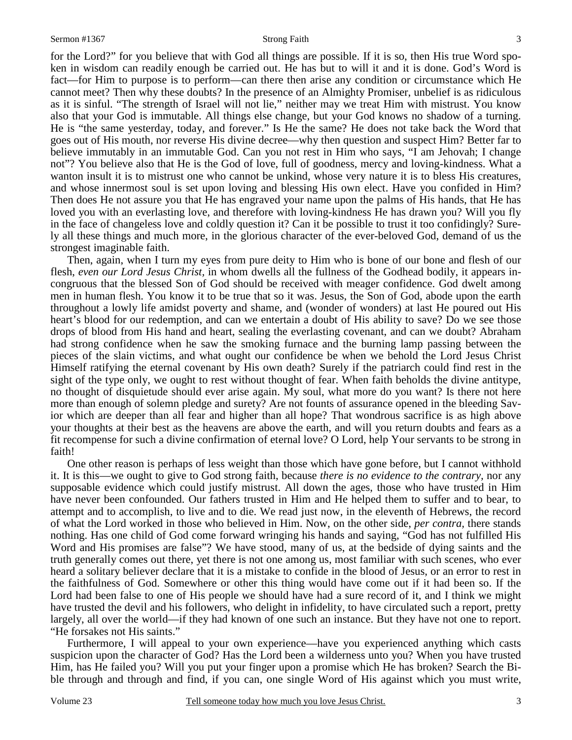for the Lord?" for you believe that with God all things are possible. If it is so, then His true Word spoken in wisdom can readily enough be carried out. He has but to will it and it is done. God's Word is fact—for Him to purpose is to perform—can there then arise any condition or circumstance which He cannot meet? Then why these doubts? In the presence of an Almighty Promiser, unbelief is as ridiculous as it is sinful. "The strength of Israel will not lie," neither may we treat Him with mistrust. You know also that your God is immutable. All things else change, but your God knows no shadow of a turning. He is "the same yesterday, today, and forever." Is He the same? He does not take back the Word that goes out of His mouth, nor reverse His divine decree—why then question and suspect Him? Better far to believe immutably in an immutable God. Can you not rest in Him who says, "I am Jehovah; I change not"? You believe also that He is the God of love, full of goodness, mercy and loving-kindness. What a wanton insult it is to mistrust one who cannot be unkind, whose very nature it is to bless His creatures, and whose innermost soul is set upon loving and blessing His own elect. Have you confided in Him? Then does He not assure you that He has engraved your name upon the palms of His hands, that He has loved you with an everlasting love, and therefore with loving-kindness He has drawn you? Will you fly in the face of changeless love and coldly question it? Can it be possible to trust it too confidingly? Surely all these things and much more, in the glorious character of the ever-beloved God, demand of us the strongest imaginable faith.

Then, again, when I turn my eyes from pure deity to Him who is bone of our bone and flesh of our flesh, *even our Lord Jesus Christ,* in whom dwells all the fullness of the Godhead bodily, it appears incongruous that the blessed Son of God should be received with meager confidence. God dwelt among men in human flesh. You know it to be true that so it was. Jesus, the Son of God, abode upon the earth throughout a lowly life amidst poverty and shame, and (wonder of wonders) at last He poured out His heart's blood for our redemption, and can we entertain a doubt of His ability to save? Do we see those drops of blood from His hand and heart, sealing the everlasting covenant, and can we doubt? Abraham had strong confidence when he saw the smoking furnace and the burning lamp passing between the pieces of the slain victims, and what ought our confidence be when we behold the Lord Jesus Christ Himself ratifying the eternal covenant by His own death? Surely if the patriarch could find rest in the sight of the type only, we ought to rest without thought of fear. When faith beholds the divine antitype, no thought of disquietude should ever arise again. My soul, what more do you want? Is there not here more than enough of solemn pledge and surety? Are not founts of assurance opened in the bleeding Savior which are deeper than all fear and higher than all hope? That wondrous sacrifice is as high above your thoughts at their best as the heavens are above the earth, and will you return doubts and fears as a fit recompense for such a divine confirmation of eternal love? O Lord, help Your servants to be strong in faith!

One other reason is perhaps of less weight than those which have gone before, but I cannot withhold it. It is this—we ought to give to God strong faith, because *there is no evidence to the contrary,* nor any supposable evidence which could justify mistrust. All down the ages, those who have trusted in Him have never been confounded. Our fathers trusted in Him and He helped them to suffer and to bear, to attempt and to accomplish, to live and to die. We read just now, in the eleventh of Hebrews, the record of what the Lord worked in those who believed in Him. Now, on the other side, *per contra,* there stands nothing. Has one child of God come forward wringing his hands and saying, "God has not fulfilled His Word and His promises are false"? We have stood, many of us, at the bedside of dying saints and the truth generally comes out there, yet there is not one among us, most familiar with such scenes, who ever heard a solitary believer declare that it is a mistake to confide in the blood of Jesus, or an error to rest in the faithfulness of God. Somewhere or other this thing would have come out if it had been so. If the Lord had been false to one of His people we should have had a sure record of it, and I think we might have trusted the devil and his followers, who delight in infidelity, to have circulated such a report, pretty largely, all over the world—if they had known of one such an instance. But they have not one to report. "He forsakes not His saints."

Furthermore, I will appeal to your own experience—have you experienced anything which casts suspicion upon the character of God? Has the Lord been a wilderness unto you? When you have trusted Him, has He failed you? Will you put your finger upon a promise which He has broken? Search the Bible through and through and find, if you can, one single Word of His against which you must write,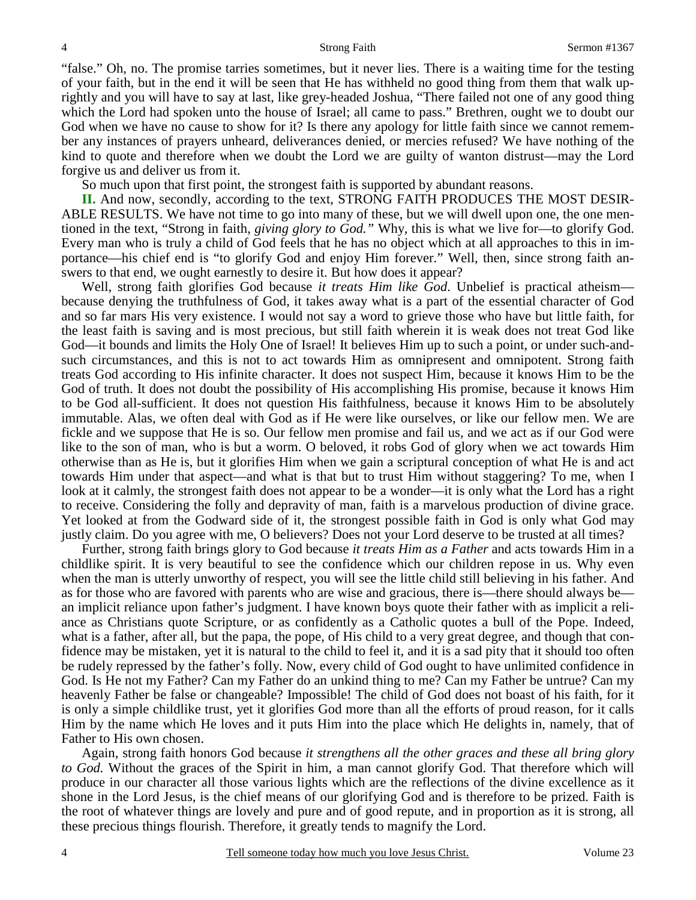"false." Oh, no. The promise tarries sometimes, but it never lies. There is a waiting time for the testing of your faith, but in the end it will be seen that He has withheld no good thing from them that walk uprightly and you will have to say at last, like grey-headed Joshua, "There failed not one of any good thing which the Lord had spoken unto the house of Israel; all came to pass." Brethren, ought we to doubt our God when we have no cause to show for it? Is there any apology for little faith since we cannot remember any instances of prayers unheard, deliverances denied, or mercies refused? We have nothing of the kind to quote and therefore when we doubt the Lord we are guilty of wanton distrust—may the Lord forgive us and deliver us from it.

So much upon that first point, the strongest faith is supported by abundant reasons.

**II.** And now, secondly, according to the text, STRONG FAITH PRODUCES THE MOST DESIRABLE RESULTS. We have not time to go into many of these, but we will dwell upon one, the one mentioned in the text, "Strong in faith, *giving glory to God."* Why, this is what we live for—to glorify God. Every man who is truly a child of God feels that he has no object which at all approaches to this in importance—his chief end is "to glorify God and enjoy Him forever." Well, then, since strong faith answers to that end, we ought earnestly to desire it. But how does it appear?

Well, strong faith glorifies God because *it treats Him like God*. Unbelief is practical atheism—because denying the truthfulness of God, it takes away what is a part of the essential character of God and so far mars His very existence. I would not say a word to grieve those who have but little faith, for the least faith is saving and is most precious, but still faith wherein it is weak does not treat God like God—it bounds and limits the Holy One of Israel! It believes Him up to such a point, or under such-and-such circumstances, and this is not to act towards Him as omnipresent and omnipotent. Strong faith treats God according to His infinite character. It does not suspect Him, because it knows Him to be the God of truth. It does not doubt the possibility of His accomplishing His promise, because it knows Him to be God all-sufficient. It does not question His faithfulness, because it knows Him to be absolutely immutable. Alas, we often deal with God as if He were like ourselves, or like our fellow men. We are fickle and we suppose that He is so. Our fellow men promise and fail us, and we act as if our God were like to the son of man, who is but a worm. O beloved, it robs God of glory when we act towards Him otherwise than as He is, but it glorifies Him when we gain a scriptural conception of what He is and act towards Him under that aspect—and what is that but to trust Him without staggering? To me, when I look at it calmly, the strongest faith does not appear to be a wonder—it is only what the Lord has a right to receive. Considering the folly and depravity of man, faith is a marvelous production of divine grace. Yet looked at from the Godward side of it, the strongest possible faith in God is only what God may justly claim. Do you agree with me, O believers? Does not your Lord deserve to be trusted at all times?

Further, strong faith brings glory to God because *it treats Him as a Father* and acts towards Him in a childlike spirit. It is very beautiful to see the confidence which our children repose in us. Why even when the man is utterly unworthy of respect, you will see the little child still believing in his father. And as for those who are favored with parents who are wise and gracious, there is—there should always be—an implicit reliance upon father's judgment. I have known boys quote their father with as implicit a reliance as Christians quote Scripture, or as confidently as a Catholic quotes a bull of the Pope. Indeed, what is a father, after all, but the papa, the pope, of His child to a very great degree, and though that confidence may be mistaken, yet it is natural to the child to feel it, and it is a sad pity that it should too often be rudely repressed by the father's folly. Now, every child of God ought to have unlimited confidence in God. Is He not my Father? Can my Father do an unkind thing to me? Can my Father be untrue? Can my heavenly Father be false or changeable? Impossible! The child of God does not boast of his faith, for it is only a simple childlike trust, yet it glorifies God more than all the efforts of proud reason, for it calls Him by the name which He loves and it puts Him into the place which He delights in, namely, that of Father to His own chosen.

Again, strong faith honors God because *it strengthens all the other graces and these all bring glory to God.* Without the graces of the Spirit in him, a man cannot glorify God. That therefore which will produce in our character all those various lights which are the reflections of the divine excellence as it shone in the Lord Jesus, is the chief means of our glorifying God and is therefore to be prized. Faith is the root of whatever things are lovely and pure and of good repute, and in proportion as it is strong, all these precious things flourish. Therefore, it greatly tends to magnify the Lord.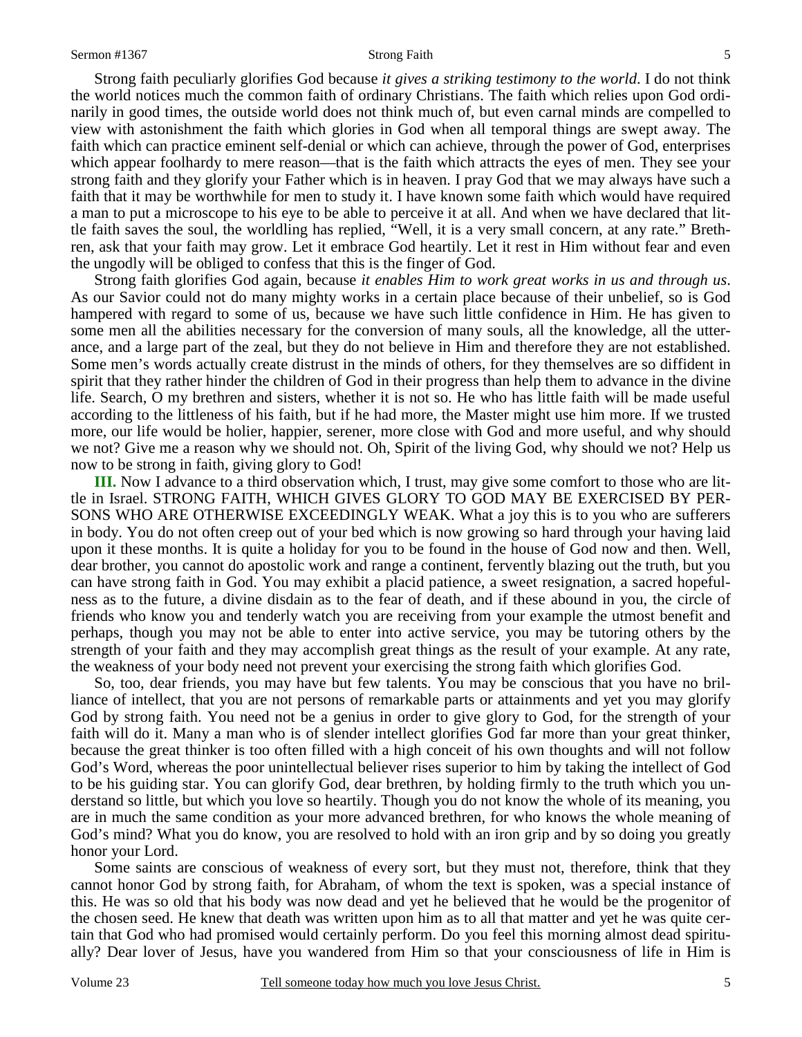Strong faith peculiarly glorifies God because *it gives a striking testimony to the world*. I do not think the world notices much the common faith of ordinary Christians. The faith which relies upon God ordinarily in good times, the outside world does not think much of, but even carnal minds are compelled to view with astonishment the faith which glories in God when all temporal things are swept away. The faith which can practice eminent self-denial or which can achieve, through the power of God, enterprises which appear foolhardy to mere reason—that is the faith which attracts the eyes of men. They see your strong faith and they glorify your Father which is in heaven. I pray God that we may always have such a faith that it may be worthwhile for men to study it. I have known some faith which would have required a man to put a microscope to his eye to be able to perceive it at all. And when we have declared that little faith saves the soul, the worldling has replied, "Well, it is a very small concern, at any rate." Brethren, ask that your faith may grow. Let it embrace God heartily. Let it rest in Him without fear and even the ungodly will be obliged to confess that this is the finger of God.

Strong faith glorifies God again, because *it enables Him to work great works in us and through us*. As our Savior could not do many mighty works in a certain place because of their unbelief, so is God hampered with regard to some of us, because we have such little confidence in Him. He has given to some men all the abilities necessary for the conversion of many souls, all the knowledge, all the utterance, and a large part of the zeal, but they do not believe in Him and therefore they are not established. Some men's words actually create distrust in the minds of others, for they themselves are so diffident in spirit that they rather hinder the children of God in their progress than help them to advance in the divine life. Search, O my brethren and sisters, whether it is not so. He who has little faith will be made useful according to the littleness of his faith, but if he had more, the Master might use him more. If we trusted more, our life would be holier, happier, serener, more close with God and more useful, and why should we not? Give me a reason why we should not. Oh, Spirit of the living God, why should we not? Help us now to be strong in faith, giving glory to God!

**III.** Now I advance to a third observation which, I trust, may give some comfort to those who are little in Israel. STRONG FAITH, WHICH GIVES GLORY TO GOD MAY BE EXERCISED BY PERSONS WHO ARE OTHERWISE EXCEEDINGLY WEAK. What a joy this is to you who are sufferers in body. You do not often creep out of your bed which is now growing so hard through your having laid upon it these months. It is quite a holiday for you to be found in the house of God now and then. Well, dear brother, you cannot do apostolic work and range a continent, fervently blazing out the truth, but you can have strong faith in God. You may exhibit a placid patience, a sweet resignation, a sacred hopefulness as to the future, a divine disdain as to the fear of death, and if these abound in you, the circle of friends who know you and tenderly watch you are receiving from your example the utmost benefit and perhaps, though you may not be able to enter into active service, you may be tutoring others by the strength of your faith and they may accomplish great things as the result of your example. At any rate, the weakness of your body need not prevent your exercising the strong faith which glorifies God.

So, too, dear friends, you may have but few talents. You may be conscious that you have no brilliance of intellect, that you are not persons of remarkable parts or attainments and yet you may glorify God by strong faith. You need not be a genius in order to give glory to God, for the strength of your faith will do it. Many a man who is of slender intellect glorifies God far more than your great thinker, because the great thinker is too often filled with a high conceit of his own thoughts and will not follow God's Word, whereas the poor unintellectual believer rises superior to him by taking the intellect of God to be his guiding star. You can glorify God, dear brethren, by holding firmly to the truth which you understand so little, but which you love so heartily. Though you do not know the whole of its meaning, you are in much the same condition as your more advanced brethren, for who knows the whole meaning of God's mind? What you do know, you are resolved to hold with an iron grip and by so doing you greatly honor your Lord.

Some saints are conscious of weakness of every sort, but they must not, therefore, think that they cannot honor God by strong faith, for Abraham, of whom the text is spoken, was a special instance of this. He was so old that his body was now dead and yet he believed that he would be the progenitor of the chosen seed. He knew that death was written upon him as to all that matter and yet he was quite certain that God who had promised would certainly perform. Do you feel this morning almost dead spiritually? Dear lover of Jesus, have you wandered from Him so that your consciousness of life in Him is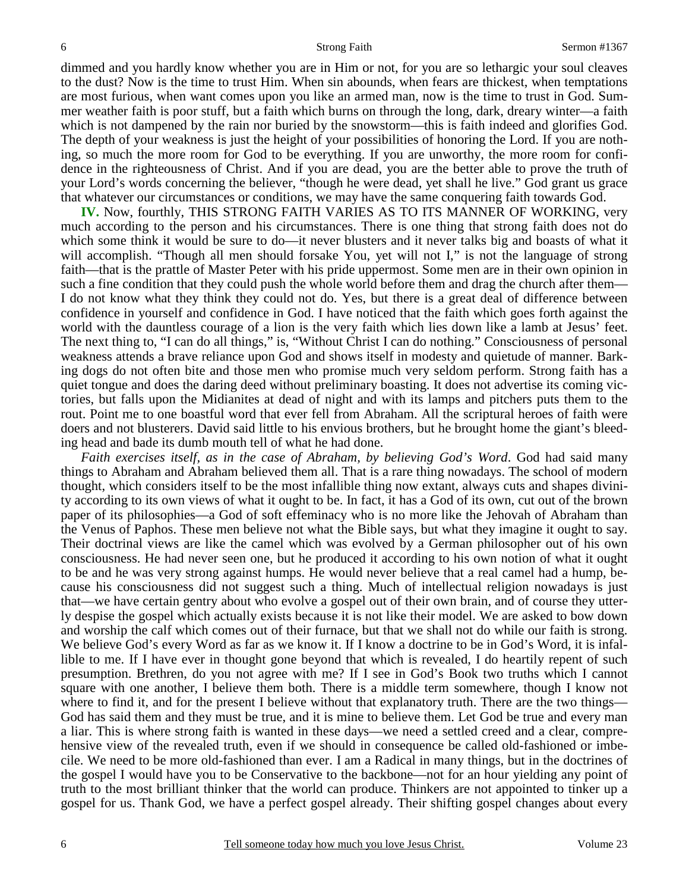dimmed and you hardly know whether you are in Him or not, for you are so lethargic your soul cleaves to the dust? Now is the time to trust Him. When sin abounds, when fears are thickest, when temptations are most furious, when want comes upon you like an armed man, now is the time to trust in God. Summer weather faith is poor stuff, but a faith which burns on through the long, dark, dreary winter—a faith which is not dampened by the rain nor buried by the snowstorm—this is faith indeed and glorifies God. The depth of your weakness is just the height of your possibilities of honoring the Lord. If you are nothing, so much the more room for God to be everything. If you are unworthy, the more room for confidence in the righteousness of Christ. And if you are dead, you are the better able to prove the truth of your Lord's words concerning the believer, "though he were dead, yet shall he live." God grant us grace that whatever our circumstances or conditions, we may have the same conquering faith towards God.

**IV.** Now, fourthly, THIS STRONG FAITH VARIES AS TO ITS MANNER OF WORKING, very much according to the person and his circumstances. There is one thing that strong faith does not do which some think it would be sure to do—it never blusters and it never talks big and boasts of what it will accomplish. "Though all men should forsake You, yet will not I," is not the language of strong faith—that is the prattle of Master Peter with his pride uppermost. Some men are in their own opinion in such a fine condition that they could push the whole world before them and drag the church after them—I do not know what they think they could not do. Yes, but there is a great deal of difference between confidence in yourself and confidence in God. I have noticed that the faith which goes forth against the world with the dauntless courage of a lion is the very faith which lies down like a lamb at Jesus' feet. The next thing to, "I can do all things," is, "Without Christ I can do nothing." Consciousness of personal weakness attends a brave reliance upon God and shows itself in modesty and quietude of manner. Barking dogs do not often bite and those men who promise much very seldom perform. Strong faith has a quiet tongue and does the daring deed without preliminary boasting. It does not advertise its coming victories, but falls upon the Midianites at dead of night and with its lamps and pitchers puts them to the rout. Point me to one boastful word that ever fell from Abraham. All the scriptural heroes of faith were doers and not blusterers. David said little to his envious brothers, but he brought home the giant's bleeding head and bade its dumb mouth tell of what he had done.

*Faith exercises itself, as in the case of Abraham, by believing God's Word*. God had said many things to Abraham and Abraham believed them all. That is a rare thing nowadays. The school of modern thought, which considers itself to be the most infallible thing now extant, always cuts and shapes divinity according to its own views of what it ought to be. In fact, it has a God of its own, cut out of the brown paper of its philosophies—a God of soft effeminacy who is no more like the Jehovah of Abraham than the Venus of Paphos. These men believe not what the Bible says, but what they imagine it ought to say. Their doctrinal views are like the camel which was evolved by a German philosopher out of his own consciousness. He had never seen one, but he produced it according to his own notion of what it ought to be and he was very strong against humps. He would never believe that a real camel had a hump, because his consciousness did not suggest such a thing. Much of intellectual religion nowadays is just that—we have certain gentry about who evolve a gospel out of their own brain, and of course they utterly despise the gospel which actually exists because it is not like their model. We are asked to bow down and worship the calf which comes out of their furnace, but that we shall not do while our faith is strong. We believe God's every Word as far as we know it. If I know a doctrine to be in God's Word, it is infallible to me. If I have ever in thought gone beyond that which is revealed, I do heartily repent of such presumption. Brethren, do you not agree with me? If I see in God's Book two truths which I cannot square with one another, I believe them both. There is a middle term somewhere, though I know not where to find it, and for the present I believe without that explanatory truth. There are the two things—God has said them and they must be true, and it is mine to believe them. Let God be true and every man a liar. This is where strong faith is wanted in these days—we need a settled creed and a clear, comprehensive view of the revealed truth, even if we should in consequence be called old-fashioned or imbecile. We need to be more old-fashioned than ever. I am a Radical in many things, but in the doctrines of the gospel I would have you to be Conservative to the backbone—not for an hour yielding any point of truth to the most brilliant thinker that the world can produce. Thinkers are not appointed to tinker up a gospel for us. Thank God, we have a perfect gospel already. Their shifting gospel changes about every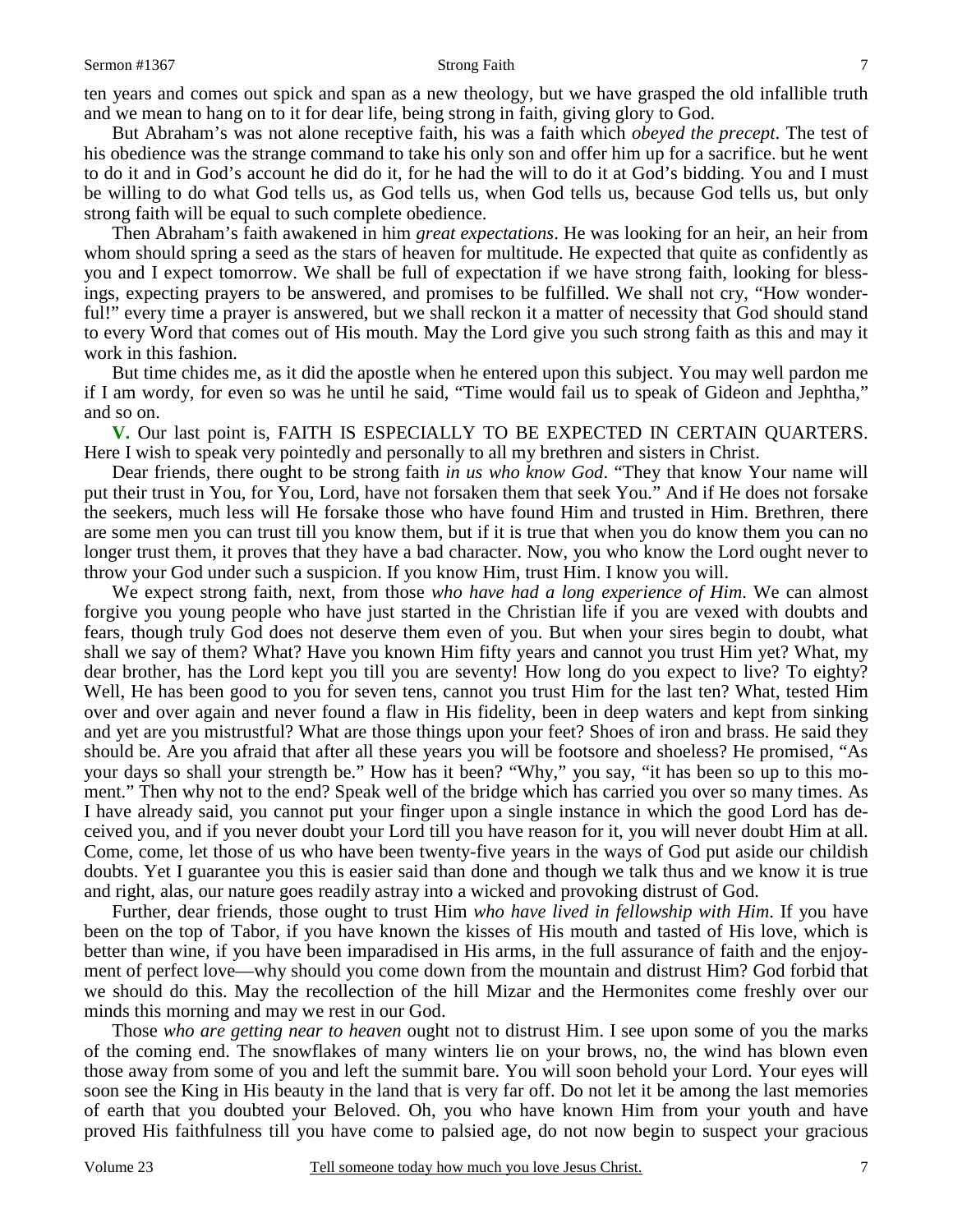ten years and comes out spick and span as a new theology, but we have grasped the old infallible truth and we mean to hang on to it for dear life, being strong in faith, giving glory to God.

But Abraham's was not alone receptive faith, his was a faith which *obeyed the precept*. The test of his obedience was the strange command to take his only son and offer him up for a sacrifice. but he went to do it and in God's account he did do it, for he had the will to do it at God's bidding. You and I must be willing to do what God tells us, as God tells us, when God tells us, because God tells us, but only strong faith will be equal to such complete obedience.

Then Abraham's faith awakened in him *great expectations*. He was looking for an heir, an heir from whom should spring a seed as the stars of heaven for multitude. He expected that quite as confidently as you and I expect tomorrow. We shall be full of expectation if we have strong faith, looking for blessings, expecting prayers to be answered, and promises to be fulfilled. We shall not cry, "How wonderful!" every time a prayer is answered, but we shall reckon it a matter of necessity that God should stand to every Word that comes out of His mouth. May the Lord give you such strong faith as this and may it work in this fashion.

But time chides me, as it did the apostle when he entered upon this subject. You may well pardon me if I am wordy, for even so was he until he said, "Time would fail us to speak of Gideon and Jephtha," and so on.

**V.** Our last point is, FAITH IS ESPECIALLY TO BE EXPECTED IN CERTAIN QUARTERS. Here I wish to speak very pointedly and personally to all my brethren and sisters in Christ.

Dear friends, there ought to be strong faith *in us who know God*. "They that know Your name will put their trust in You, for You, Lord, have not forsaken them that seek You." And if He does not forsake the seekers, much less will He forsake those who have found Him and trusted in Him. Brethren, there are some men you can trust till you know them, but if it is true that when you do know them you can no longer trust them, it proves that they have a bad character. Now, you who know the Lord ought never to throw your God under such a suspicion. If you know Him, trust Him. I know you will.

We expect strong faith, next, from those *who have had a long experience of Him*. We can almost forgive you young people who have just started in the Christian life if you are vexed with doubts and fears, though truly God does not deserve them even of you. But when your sires begin to doubt, what shall we say of them? What? Have you known Him fifty years and cannot you trust Him yet? What, my dear brother, has the Lord kept you till you are seventy! How long do you expect to live? To eighty? Well, He has been good to you for seven tens, cannot you trust Him for the last ten? What, tested Him over and over again and never found a flaw in His fidelity, been in deep waters and kept from sinking and yet are you mistrustful? What are those things upon your feet? Shoes of iron and brass. He said they should be. Are you afraid that after all these years you will be footsore and shoeless? He promised, "As your days so shall your strength be." How has it been? "Why," you say, "it has been so up to this moment." Then why not to the end? Speak well of the bridge which has carried you over so many times. As I have already said, you cannot put your finger upon a single instance in which the good Lord has deceived you, and if you never doubt your Lord till you have reason for it, you will never doubt Him at all. Come, come, let those of us who have been twenty-five years in the ways of God put aside our childish doubts. Yet I guarantee you this is easier said than done and though we talk thus and we know it is true and right, alas, our nature goes readily astray into a wicked and provoking distrust of God.

Further, dear friends, those ought to trust Him *who have lived in fellowship with Him*. If you have been on the top of Tabor, if you have known the kisses of His mouth and tasted of His love, which is better than wine, if you have been imparadised in His arms, in the full assurance of faith and the enjoyment of perfect love—why should you come down from the mountain and distrust Him? God forbid that we should do this. May the recollection of the hill Mizar and the Hermonites come freshly over our minds this morning and may we rest in our God.

Those *who are getting near to heaven* ought not to distrust Him. I see upon some of you the marks of the coming end. The snowflakes of many winters lie on your brows, no, the wind has blown even those away from some of you and left the summit bare. You will soon behold your Lord. Your eyes will soon see the King in His beauty in the land that is very far off. Do not let it be among the last memories of earth that you doubted your Beloved. Oh, you who have known Him from your youth and have proved His faithfulness till you have come to palsied age, do not now begin to suspect your gracious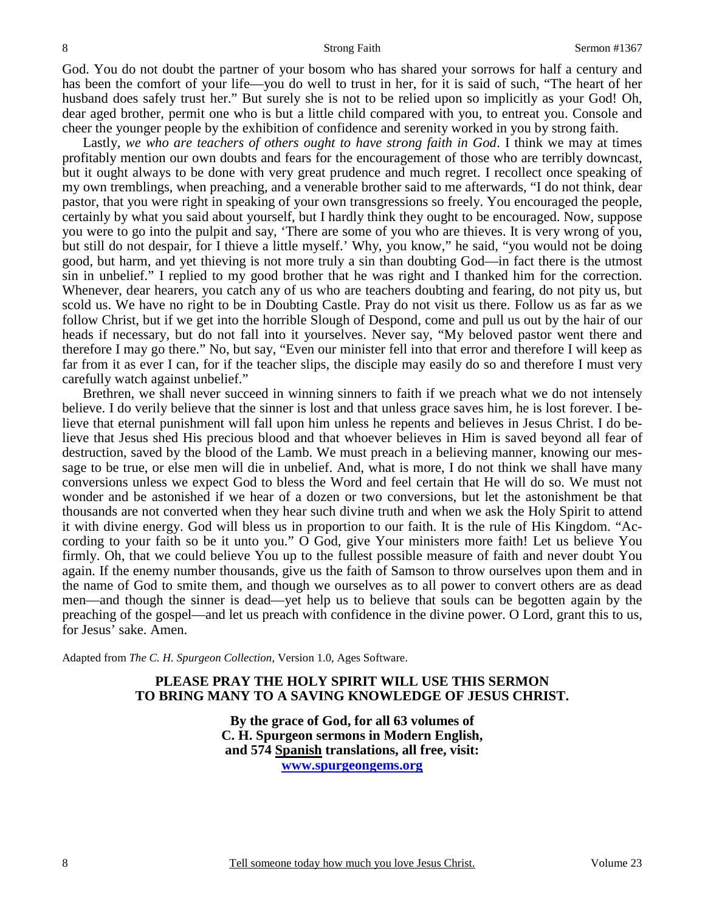God. You do not doubt the partner of your bosom who has shared your sorrows for half a century and has been the comfort of your life—you do well to trust in her, for it is said of such, "The heart of her husband does safely trust her." But surely she is not to be relied upon so implicitly as your God! Oh, dear aged brother, permit one who is but a little child compared with you, to entreat you. Console and cheer the younger people by the exhibition of confidence and serenity worked in you by strong faith.

Lastly, *we who are teachers of others ought to have strong faith in God*. I think we may at times profitably mention our own doubts and fears for the encouragement of those who are terribly downcast, but it ought always to be done with very great prudence and much regret. I recollect once speaking of my own tremblings, when preaching, and a venerable brother said to me afterwards, "I do not think, dear pastor, that you were right in speaking of your own transgressions so freely. You encouraged the people, certainly by what you said about yourself, but I hardly think they ought to be encouraged. Now, suppose you were to go into the pulpit and say, 'There are some of you who are thieves. It is very wrong of you, but still do not despair, for I thieve a little myself.' Why, you know," he said, "you would not be doing good, but harm, and yet thieving is not more truly a sin than doubting God—in fact there is the utmost sin in unbelief." I replied to my good brother that he was right and I thanked him for the correction. Whenever, dear hearers, you catch any of us who are teachers doubting and fearing, do not pity us, but scold us. We have no right to be in Doubting Castle. Pray do not visit us there. Follow us as far as we follow Christ, but if we get into the horrible Slough of Despond, come and pull us out by the hair of our heads if necessary, but do not fall into it yourselves. Never say, "My beloved pastor went there and therefore I may go there." No, but say, "Even our minister fell into that error and therefore I will keep as far from it as ever I can, for if the teacher slips, the disciple may easily do so and therefore I must very carefully watch against unbelief."

Brethren, we shall never succeed in winning sinners to faith if we preach what we do not intensely believe. I do verily believe that the sinner is lost and that unless grace saves him, he is lost forever. I believe that eternal punishment will fall upon him unless he repents and believes in Jesus Christ. I do believe that Jesus shed His precious blood and that whoever believes in Him is saved beyond all fear of destruction, saved by the blood of the Lamb. We must preach in a believing manner, knowing our message to be true, or else men will die in unbelief. And, what is more, I do not think we shall have many conversions unless we expect God to bless the Word and feel certain that He will do so. We must not wonder and be astonished if we hear of a dozen or two conversions, but let the astonishment be that thousands are not converted when they hear such divine truth and when we ask the Holy Spirit to attend it with divine energy. God will bless us in proportion to our faith. It is the rule of His Kingdom. "According to your faith so be it unto you." O God, give Your ministers more faith! Let us believe You firmly. Oh, that we could believe You up to the fullest possible measure of faith and never doubt You again. If the enemy number thousands, give us the faith of Samson to throw ourselves upon them and in the name of God to smite them, and though we ourselves as to all power to convert others are as dead men—and though the sinner is dead—yet help us to believe that souls can be begotten again by the preaching of the gospel—and let us preach with confidence in the divine power. O Lord, grant this to us, for Jesus' sake. Amen.

Adapted from *The C. H. Spurgeon Collection*, Version 1.0, Ages Software.

**PLEASE PRAY THE HOLY SPIRIT WILL USE THIS SERMON TO BRING MANY TO A SAVING KNOWLEDGE OF JESUS CHRIST.**

**By the grace of God, for all 63 volumes of C. H. Spurgeon sermons in Modern English, and 574 Spanish translations, all free, visit: www.spurgeongems.org**